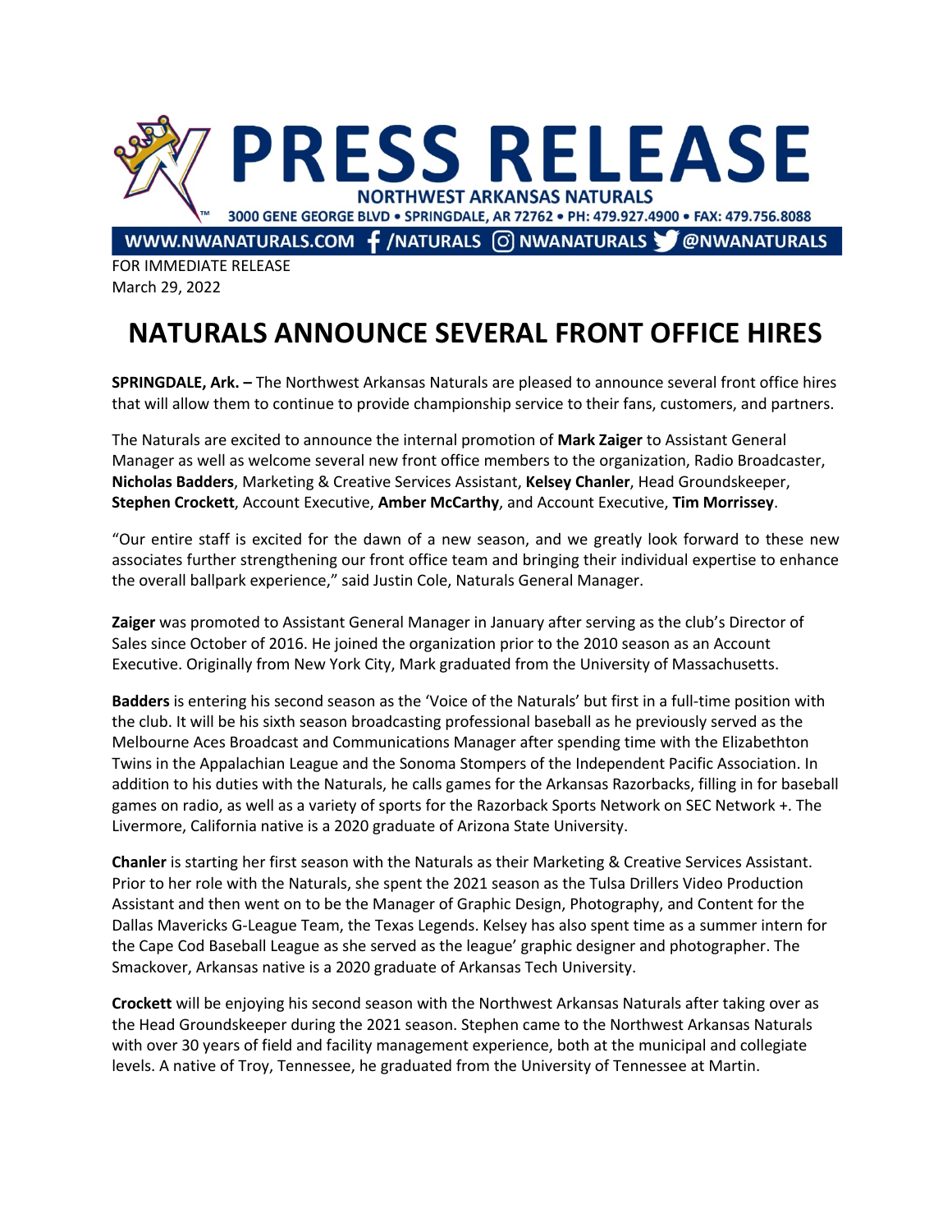# PRESS RELEASE

NORTHWEST ARKANSAS NATURALS

3000 GENE GEORGE BLVD • SPRINGDALE, AR 72762 • PH: 479.927.4900 • FAX: 479.756.8088

WWW.NWANATURALS.COM /NATURALS NWANATURALS @NWANATURALS

FOR IMMEDIATE RELEASE
March 29, 2022

## NATURALS ANNOUNCE SEVERAL FRONT OFFICE HIRES

**SPRINGDALE, Ark. –** The Northwest Arkansas Naturals are pleased to announce several front office hires that will allow them to continue to provide championship service to their fans, customers, and partners.

The Naturals are excited to announce the internal promotion of **Mark Zaiger** to Assistant General Manager as well as welcome several new front office members to the organization, Radio Broadcaster, **Nicholas Badders**, Marketing & Creative Services Assistant, **Kelsey Chanler**, Head Groundskeeper, **Stephen Crockett**, Account Executive, **Amber McCarthy**, and Account Executive, **Tim Morrissey**.

"Our entire staff is excited for the dawn of a new season, and we greatly look forward to these new associates further strengthening our front office team and bringing their individual expertise to enhance the overall ballpark experience," said Justin Cole, Naturals General Manager.

**Zaiger** was promoted to Assistant General Manager in January after serving as the club's Director of Sales since October of 2016. He joined the organization prior to the 2010 season as an Account Executive. Originally from New York City, Mark graduated from the University of Massachusetts.

**Badders** is entering his second season as the 'Voice of the Naturals' but first in a full-time position with the club. It will be his sixth season broadcasting professional baseball as he previously served as the Melbourne Aces Broadcast and Communications Manager after spending time with the Elizabethton Twins in the Appalachian League and the Sonoma Stompers of the Independent Pacific Association. In addition to his duties with the Naturals, he calls games for the Arkansas Razorbacks, filling in for baseball games on radio, as well as a variety of sports for the Razorback Sports Network on SEC Network +. The Livermore, California native is a 2020 graduate of Arizona State University.

**Chanler** is starting her first season with the Naturals as their Marketing & Creative Services Assistant. Prior to her role with the Naturals, she spent the 2021 season as the Tulsa Drillers Video Production Assistant and then went on to be the Manager of Graphic Design, Photography, and Content for the Dallas Mavericks G-League Team, the Texas Legends. Kelsey has also spent time as a summer intern for the Cape Cod Baseball League as she served as the league' graphic designer and photographer. The Smackover, Arkansas native is a 2020 graduate of Arkansas Tech University.

**Crockett** will be enjoying his second season with the Northwest Arkansas Naturals after taking over as the Head Groundskeeper during the 2021 season. Stephen came to the Northwest Arkansas Naturals with over 30 years of field and facility management experience, both at the municipal and collegiate levels. A native of Troy, Tennessee, he graduated from the University of Tennessee at Martin.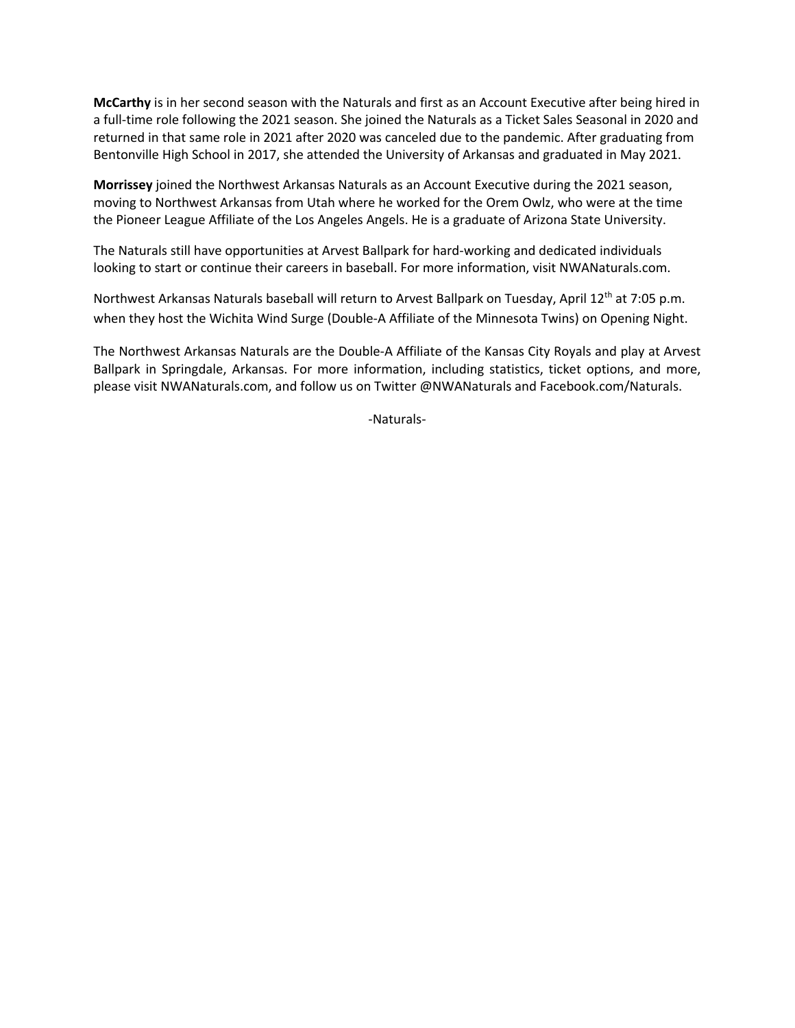**McCarthy** is in her second season with the Naturals and first as an Account Executive after being hired in a full-time role following the 2021 season. She joined the Naturals as a Ticket Sales Seasonal in 2020 and returned in that same role in 2021 after 2020 was canceled due to the pandemic. After graduating from Bentonville High School in 2017, she attended the University of Arkansas and graduated in May 2021.

**Morrissey** joined the Northwest Arkansas Naturals as an Account Executive during the 2021 season, moving to Northwest Arkansas from Utah where he worked for the Orem Owlz, who were at the time the Pioneer League Affiliate of the Los Angeles Angels. He is a graduate of Arizona State University.

The Naturals still have opportunities at Arvest Ballpark for hard-working and dedicated individuals looking to start or continue their careers in baseball. For more information, visit NWANaturals.com.

Northwest Arkansas Naturals baseball will return to Arvest Ballpark on Tuesday, April 12th at 7:05 p.m. when they host the Wichita Wind Surge (Double-A Affiliate of the Minnesota Twins) on Opening Night.

The Northwest Arkansas Naturals are the Double-A Affiliate of the Kansas City Royals and play at Arvest Ballpark in Springdale, Arkansas. For more information, including statistics, ticket options, and more, please visit NWANaturals.com, and follow us on Twitter @NWANaturals and Facebook.com/Naturals.

-Naturals-